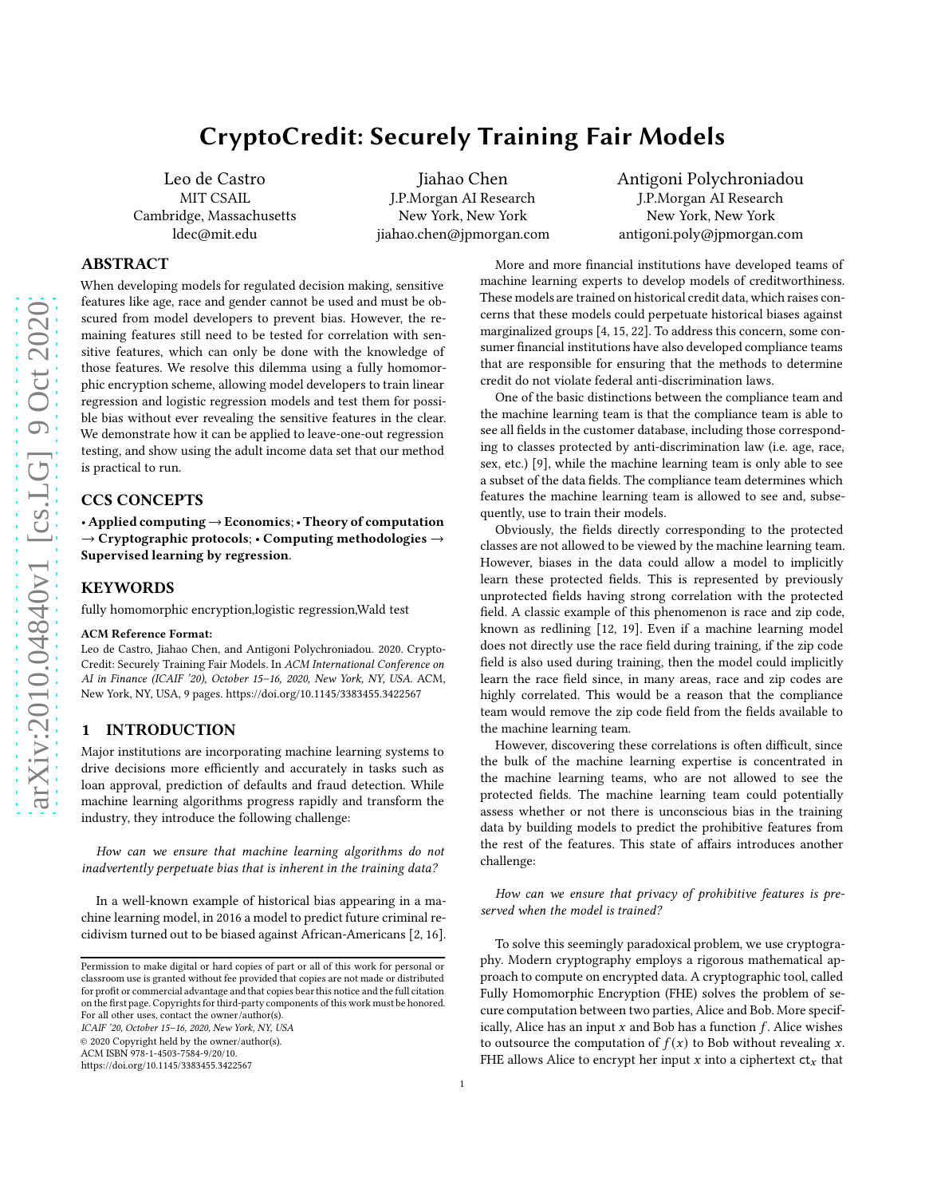# CryptoCredit: Securely Training Fair Models

Leo de Castro
MIT CSAIL
Cambridge, Massachusetts
ldec@mit.edu

Jiahao Chen
J.P.Morgan AI Research
New York, New York
jiahao.chen@jpmorgan.com

Antigoni Polychroniadou
J.P.Morgan AI Research
New York, New York
antigoni.poly@jpmorgan.com

## ABSTRACT

When developing models for regulated decision making, sensitive features like age, race and gender cannot be used and must be obscured from model developers to prevent bias. However, the remaining features still need to be tested for correlation with sensitive features, which can only be done with the knowledge of those features. We resolve this dilemma using a fully homomorphic encryption scheme, allowing model developers to train linear regression and logistic regression models and test them for possible bias without ever revealing the sensitive features in the clear. We demonstrate how it can be applied to leave-one-out regression testing, and show using the adult income data set that our method is practical to run.

## CCS CONCEPTS

• **Applied computing** → **Economics**; • **Theory of computation** → **Cryptographic protocols**; • **Computing methodologies** → **Supervised learning by regression**.

## KEYWORDS

fully homomorphic encryption,logistic regression,Wald test

**ACM Reference Format:**
Leo de Castro, Jiahao Chen, and Antigoni Polychroniadou. 2020. CryptoCredit: Securely Training Fair Models. In *ACM International Conference on AI in Finance (ICAIF '20), October 15–16, 2020, New York, NY, USA.* ACM, New York, NY, USA, 9 pages. https://doi.org/10.1145/3383455.3422567

## 1 INTRODUCTION

Major institutions are incorporating machine learning systems to drive decisions more efficiently and accurately in tasks such as loan approval, prediction of defaults and fraud detection. While machine learning algorithms progress rapidly and transform the industry, they introduce the following challenge:

*How can we ensure that machine learning algorithms do not inadvertently perpetuate bias that is inherent in the training data?*

In a well-known example of historical bias appearing in a machine learning model, in 2016 a model to predict future criminal recidivism turned out to be biased against African-Americans [2, 16].

More and more financial institutions have developed teams of machine learning experts to develop models of creditworthiness. These models are trained on historical credit data, which raises concerns that these models could perpetuate historical biases against marginalized groups [4, 15, 22]. To address this concern, some consumer financial institutions have also developed compliance teams that are responsible for ensuring that the methods to determine credit do not violate federal anti-discrimination laws.

One of the basic distinctions between the compliance team and the machine learning team is that the compliance team is able to see all fields in the customer database, including those corresponding to classes protected by anti-discrimination law (i.e. age, race, sex, etc.) [9], while the machine learning team is only able to see a subset of the data fields. The compliance team determines which features the machine learning team is allowed to see and, subsequently, use to train their models.

Obviously, the fields directly corresponding to the protected classes are not allowed to be viewed by the machine learning team. However, biases in the data could allow a model to implicitly learn these protected fields. This is represented by previously unprotected fields having strong correlation with the protected field. A classic example of this phenomenon is race and zip code, known as redlining [12, 19]. Even if a machine learning model does not directly use the race field during training, if the zip code field is also used during training, then the model could implicitly learn the race field since, in many areas, race and zip codes are highly correlated. This would be a reason that the compliance team would remove the zip code field from the fields available to the machine learning team.

However, discovering these correlations is often difficult, since the bulk of the machine learning expertise is concentrated in the machine learning teams, who are not allowed to see the protected fields. The machine learning team could potentially assess whether or not there is unconscious bias in the training data by building models to predict the prohibitive features from the rest of the features. This state of affairs introduces another challenge:

*How can we ensure that privacy of prohibitive features is preserved when the model is trained?*

To solve this seemingly paradoxical problem, we use cryptography. Modern cryptography employs a rigorous mathematical approach to compute on encrypted data. A cryptographic tool, called Fully Homomorphic Encryption (FHE) solves the problem of secure computation between two parties, Alice and Bob. More specifically, Alice has an input $x$ and Bob has a function $f$. Alice wishes to outsource the computation of $f(x)$ to Bob without revealing $x$. FHE allows Alice to encrypt her input $x$ into a ciphertext $\mathsf{ct}_x$ that

Permission to make digital or hard copies of part or all of this work for personal or classroom use is granted without fee provided that copies are not made or distributed for profit or commercial advantage and that copies bear this notice and the full citation on the first page. Copyrights for third-party components of this work must be honored. For all other uses, contact the owner/author(s).
*ICAIF '20, October 15–16, 2020, New York, NY, USA*
© 2020 Copyright held by the owner/author(s).
ACM ISBN 978-1-4503-7584-9/20/10.
https://doi.org/10.1145/3383455.3422567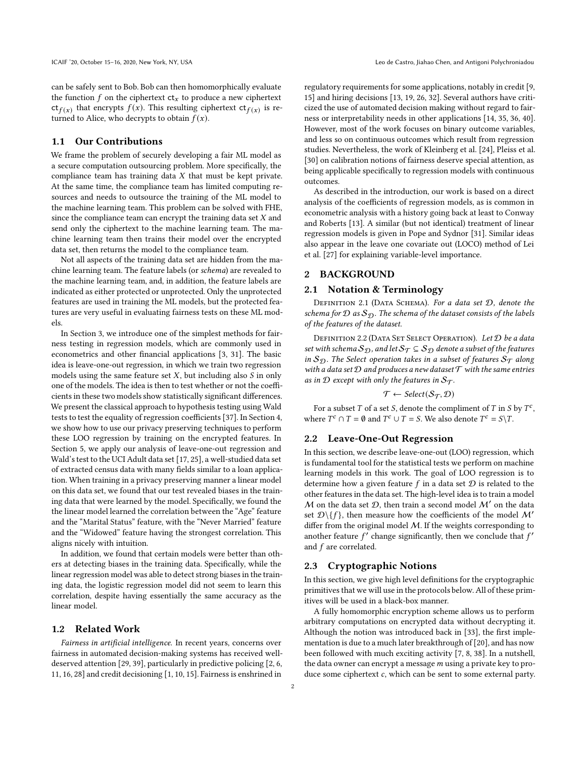can be safely sent to Bob. Bob can then homomorphically evaluate the function $f$ on the ciphertext $\mathsf{ct}_x$ to produce a new ciphertext $\mathsf{ct}_{f(x)}$ that encrypts $f(x)$. This resulting ciphertext $\mathsf{ct}_{f(x)}$ is returned to Alice, who decrypts to obtain $f(x)$.

## 1.1 Our Contributions

We frame the problem of securely developing a fair ML model as a secure computation outsourcing problem. More specifically, the compliance team has training data $X$ that must be kept private. At the same time, the compliance team has limited computing resources and needs to outsource the training of the ML model to the machine learning team. This problem can be solved with FHE, since the compliance team can encrypt the training data set $X$ and send only the ciphertext to the machine learning team. The machine learning team then trains their model over the encrypted data set, then returns the model to the compliance team.

Not all aspects of the training data set are hidden from the machine learning team. The feature labels (or *schema*) are revealed to the machine learning team, and, in addition, the feature labels are indicated as either protected or unprotected. Only the unprotected features are used in training the ML models, but the protected features are very useful in evaluating fairness tests on these ML models.

In Section 3, we introduce one of the simplest methods for fairness testing in regression models, which are commonly used in econometrics and other financial applications [3, 31]. The basic idea is leave-one-out regression, in which we train two regression models using the same feature set $X$, but including also $S$ in only one of the models. The idea is then to test whether or not the coefficients in these two models show statistically significant differences. We present the classical approach to hypothesis testing using Wald tests to test the equality of regression coefficients [37]. In Section 4, we show how to use our privacy preserving techniques to perform these LOO regression by training on the encrypted features. In Section 5, we apply our analysis of leave-one-out regression and Wald's test to the UCI Adult data set [17, 25], a well-studied data set of extracted census data with many fields similar to a loan application. When training in a privacy preserving manner a linear model on this data set, we found that our test revealed biases in the training data that were learned by the model. Specifically, we found the the linear model learned the correlation between the "Age" feature and the "Marital Status" feature, with the "Never Married" feature and the "Widowed" feature having the strongest correlation. This aligns nicely with intuition.

In addition, we found that certain models were better than others at detecting biases in the training data. Specifically, while the linear regression model was able to detect strong biases in the training data, the logistic regression model did not seem to learn this correlation, despite having essentially the same accuracy as the linear model.

## 1.2 Related Work

*Fairness in artificial intelligence.* In recent years, concerns over fairness in automated decision-making systems has received well-deserved attention [29, 39], particularly in predictive policing [2, 6, 11, 16, 28] and credit decisioning [1, 10, 15]. Fairness is enshrined in regulatory requirements for some applications, notably in credit [9, 15] and hiring decisions [13, 19, 26, 32]. Several authors have criticized the use of automated decision making without regard to fairness or interpretability needs in other applications [14, 35, 36, 40]. However, most of the work focuses on binary outcome variables, and less so on continuous outcomes which result from regression studies. Nevertheless, the work of Kleinberg et al. [24], Pleiss et al. [30] on calibration notions of fairness deserve special attention, as being applicable specifically to regression models with continuous outcomes.

As described in the introduction, our work is based on a direct analysis of the coefficients of regression models, as is common in econometric analysis with a history going back at least to Conway and Roberts [13]. A similar (but not identical) treatment of linear regression models is given in Pope and Sydnor [31]. Similar ideas also appear in the leave one covariate out (LOCO) method of Lei et al. [27] for explaining variable-level importance.

# 2 BACKGROUND

## 2.1 Notation & Terminology

Definition 2.1 (Data Schema). *For a data set $\mathcal{D}$, denote the schema for $\mathcal{D}$ as $\mathcal{S}_{\mathcal{D}}$. The schema of the dataset consists of the labels of the features of the dataset.*

Definition 2.2 (Data Set Select Operation). *Let $\mathcal{D}$ be a data set with schema $\mathcal{S}_{\mathcal{D}}$, and let $\mathcal{S}_{\mathcal{T}} \subseteq \mathcal{S}_{\mathcal{D}}$ denote a subset of the features in $\mathcal{S}_{\mathcal{D}}$. The Select operation takes in a subset of features $\mathcal{S}_{\mathcal{T}}$ along with a data set $\mathcal{D}$ and produces a new dataset $\mathcal{T}$ with the same entries as in $\mathcal{D}$ except with only the features in $\mathcal{S}_{\mathcal{T}}$.*

$$\mathcal{T} \leftarrow \mathit{Select}(\mathcal{S}_{\mathcal{T}}, \mathcal{D})$$

For a subset $T$ of a set $S$, denote the compliment of $T$ in $S$ by $T^c$, where $T^c \cap T = \emptyset$ and $T^c \cup T = S$. We also denote $T^c = S \backslash T$.

## 2.2 Leave-One-Out Regression

In this section, we describe leave-one-out (LOO) regression, which is fundamental tool for the statistical tests we perform on machine learning models in this work. The goal of LOO regression is to determine how a given feature $f$ in a data set $\mathcal{D}$ is related to the other features in the data set. The high-level idea is to train a model $\mathcal{M}$ on the data set $\mathcal{D}$, then train a second model $\mathcal{M}'$ on the data set $\mathcal{D} \backslash \{f\}$, then measure how the coefficients of the model $\mathcal{M}'$ differ from the original model $\mathcal{M}$. If the weights corresponding to another feature $f'$ change significantly, then we conclude that $f'$ and $f$ are correlated.

## 2.3 Cryptographic Notions

In this section, we give high level definitions for the cryptographic primitives that we will use in the protocols below. All of these primitives will be used in a black-box manner.

A fully homomorphic encryption scheme allows us to perform arbitrary computations on encrypted data without decrypting it. Although the notion was introduced back in [33], the first implementation is due to a much later breakthrough of [20], and has now been followed with much exciting activity [7, 8, 38]. In a nutshell, the data owner can encrypt a message $m$ using a private key to produce some ciphertext $c$, which can be sent to some external party.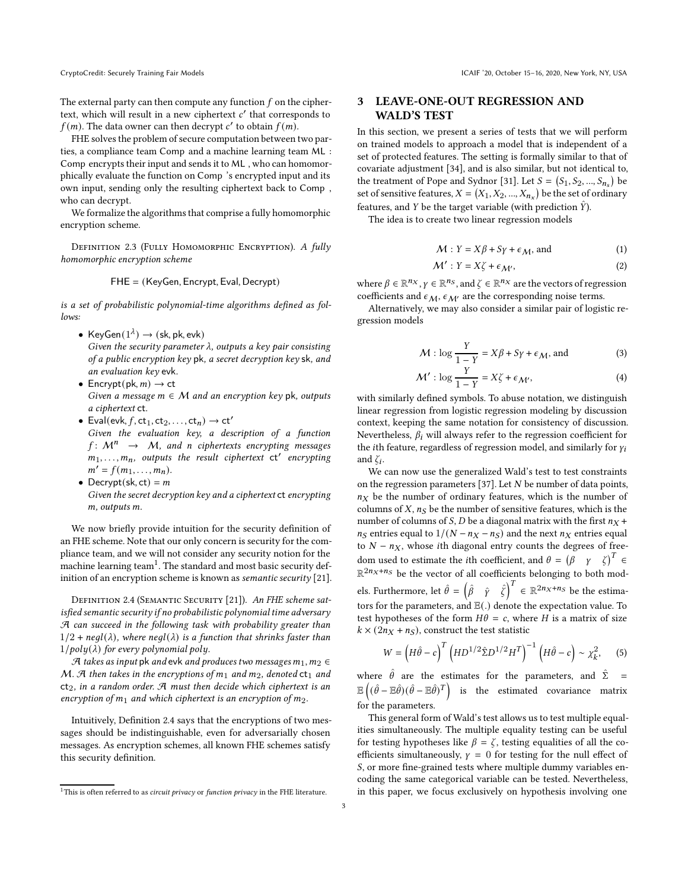The external party can then compute any function $f$ on the ciphertext, which will result in a new ciphertext $c'$ that corresponds to $f(m)$. The data owner can then decrypt $c'$ to obtain $f(m)$.

FHE solves the problem of secure computation between two parties, a compliance team Comp and a machine learning team ML : Comp encrypts their input and sends it to ML , who can homomorphically evaluate the function on Comp 's encrypted input and its own input, sending only the resulting ciphertext back to Comp , who can decrypt.

We formalize the algorithms that comprise a fully homomorphic encryption scheme.

Definition 2.3 (Fully Homomorphic Encryption). *A fully homomorphic encryption scheme*

$$\mathsf{FHE} = (\mathsf{KeyGen}, \mathsf{Encrypt}, \mathsf{Eval}, \mathsf{Decrypt})$$

*is a set of probabilistic polynomial-time algorithms defined as follows:*

- $\mathsf{KeyGen}(1^\lambda) \rightarrow (\mathsf{sk}, \mathsf{pk}, \mathsf{evk})$
  *Given the security parameter $\lambda$, outputs a key pair consisting of a public encryption key* pk*, a secret decryption key* sk*, and an evaluation key* evk*.*
- $\mathsf{Encrypt}(\mathsf{pk}, m) \rightarrow \mathsf{ct}$
  *Given a message $m \in \mathcal{M}$ and an encryption key* pk*, outputs a ciphertext* ct*.*
- $\mathsf{Eval}(\mathsf{evk}, f, \mathsf{ct}_1, \mathsf{ct}_2, \ldots, \mathsf{ct}_n) \rightarrow \mathsf{ct}'$
  *Given the evaluation key, a description of a function $f\colon \mathcal{M}^n \rightarrow \mathcal{M}$, and $n$ ciphertexts encrypting messages $m_1, \ldots, m_n$, outputs the result ciphertext $\mathsf{ct}'$ encrypting $m' = f(m_1, \ldots, m_n)$.*
- $\mathsf{Decrypt}(\mathsf{sk}, \mathsf{ct}) = m$
  *Given the secret decryption key and a ciphertext* ct *encrypting $m$, outputs $m$.*

We now briefly provide intuition for the security definition of an FHE scheme. Note that our only concern is security for the compliance team, and we will not consider any security notion for the machine learning team[1]. The standard and most basic security definition of an encryption scheme is known as *semantic security* [21].

Definition 2.4 (Semantic Security [21]). *An FHE scheme satisfied semantic security if no probabilistic polynomial time adversary $\mathcal{A}$ can succeed in the following task with probability greater than $1/2 + negl(\lambda)$, where $negl(\lambda)$ is a function that shrinks faster than $1/poly(\lambda)$ for every polynomial poly.*

*$\mathcal{A}$ takes as input* pk *and* evk *and produces two messages $m_1, m_2 \in \mathcal{M}$. $\mathcal{A}$ then takes in the encryptions of $m_1$ and $m_2$, denoted $\mathsf{ct}_1$ and $\mathsf{ct}_2$, in a random order. $\mathcal{A}$ must then decide which ciphertext is an encryption of $m_1$ and which ciphertext is an encryption of $m_2$.*

Intuitively, Definition 2.4 says that the encryptions of two messages should be indistinguishable, even for adversarially chosen messages. As encryption schemes, all known FHE schemes satisfy this security definition.

[1] This is often referred to as *circuit privacy* or *function privacy* in the FHE literature.

# 3 LEAVE-ONE-OUT REGRESSION AND WALD'S TEST

In this section, we present a series of tests that we will perform on trained models to approach a model that is independent of a set of protected features. The setting is formally similar to that of covariate adjustment [34], and is also similar, but not identical to, the treatment of Pope and Sydnor [31]. Let $S = (S_1, S_2, ..., S_{n_s})$ be set of sensitive features, $X = (X_1, X_2, ..., X_{n_x})$ be the set of ordinary features, and $Y$ be the target variable (with prediction $\hat{Y}$).

The idea is to create two linear regression models

$$\mathcal{M} : Y = X\beta + S\gamma + \epsilon_{\mathcal{M}}, \text{ and} \tag{1}$$

$$\mathcal{M}' : Y = X\zeta + \epsilon_{\mathcal{M}'}, \tag{2}$$

where $\beta \in \mathbb{R}^{n_X}$, $\gamma \in \mathbb{R}^{n_S}$, and $\zeta \in \mathbb{R}^{n_X}$ are the vectors of regression coefficients and $\epsilon_{\mathcal{M}}, \epsilon_{\mathcal{M}'}$ are the corresponding noise terms.

Alternatively, we may also consider a similar pair of logistic regression models

$$\mathcal{M} : \log\frac{Y}{1-Y} = X\beta + S\gamma + \epsilon_{\mathcal{M}}, \text{ and} \tag{3}$$

$$\mathcal{M}' : \log\frac{Y}{1-Y} = X\zeta + \epsilon_{\mathcal{M}'}, \tag{4}$$

with similarly defined symbols. To abuse notation, we distinguish linear regression from logistic regression modeling by discussion context, keeping the same notation for consistency of discussion. Nevertheless, $\beta_i$ will always refer to the regression coefficient for the $i$th feature, regardless of regression model, and similarly for $\gamma_i$ and $\zeta_i$.

We can now use the generalized Wald's test to test constraints on the regression parameters [37]. Let $N$ be number of data points, $n_X$ be the number of ordinary features, which is the number of columns of $X$, $n_S$ be the number of sensitive features, which is the number of columns of $S$, $D$ be a diagonal matrix with the first $n_X + n_S$ entries equal to $1/(N - n_X - n_S)$ and the next $n_X$ entries equal to $N - n_X$, whose $i$th diagonal entry counts the degrees of freedom used to estimate the $i$th coefficient, and $\theta = \begin{pmatrix}\beta & \gamma & \zeta\end{pmatrix}^T \in \mathbb{R}^{2n_X + n_S}$ be the vector of all coefficients belonging to both models. Furthermore, let $\hat{\theta} = \begin{pmatrix}\hat{\beta} & \hat{\gamma} & \hat{\zeta}\end{pmatrix}^T \in \mathbb{R}^{2n_X + n_S}$ be the estimators for the parameters, and $\mathbb{E}(.)$ denote the expectation value. To test hypotheses of the form $H\theta = c$, where $H$ is a matrix of size $k \times (2n_X + n_S)$, construct the test statistic

$$W = \left(H\hat{\theta} - c\right)^T \left(HD^{1/2}\hat{\Sigma}D^{1/2}H^T\right)^{-1} \left(H\hat{\theta} - c\right) \sim \chi_k^2, \tag{5}$$

where $\hat{\theta}$ are the estimates for the parameters, and $\hat{\Sigma} = \mathbb{E}\left((\hat{\theta} - \mathbb{E}\hat{\theta})(\hat{\theta} - \mathbb{E}\hat{\theta})^T\right)$ is the estimated covariance matrix for the parameters.

This general form of Wald's test allows us to test multiple equalities simultaneously. The multiple equality testing can be useful for testing hypotheses like $\beta = \zeta$, testing equalities of all the coefficients simultaneously, $\gamma = 0$ for testing for the null effect of $S$, or more fine-grained tests where multiple dummy variables encoding the same categorical variable can be tested. Nevertheless, in this paper, we focus exclusively on hypothesis involving one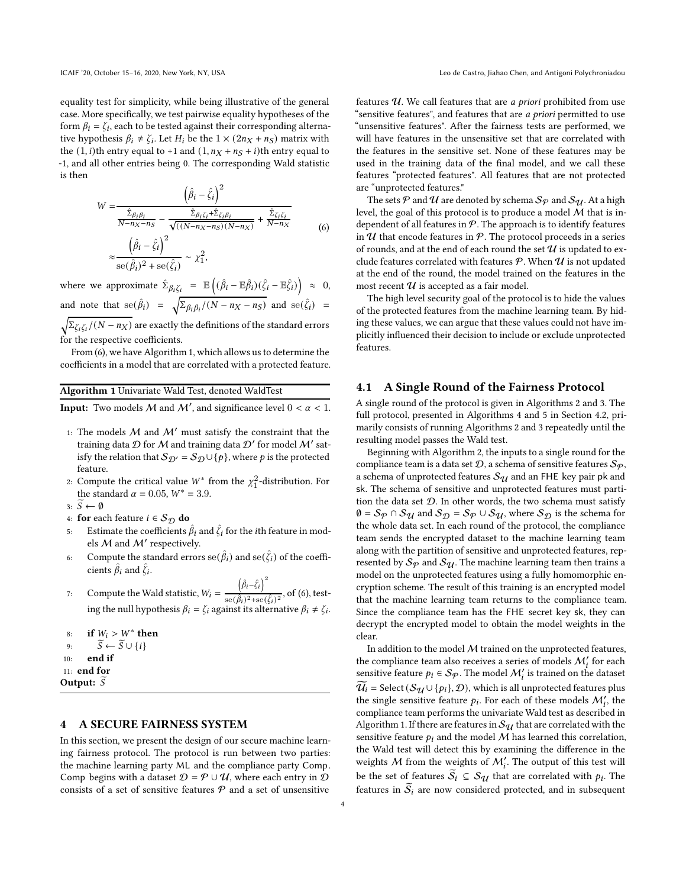equality test for simplicity, while being illustrative of the general case. More specifically, we test pairwise equality hypotheses of the form $\beta_i = \zeta_i$, each to be tested against their corresponding alternative hypothesis $\beta_i \neq \zeta_i$. Let $H_i$ be the $1 \times (2n_X + n_S)$ matrix with the $(1, i)$th entry equal to +1 and $(1, n_X + n_S + i)$th entry equal to -1, and all other entries being 0. The corresponding Wald statistic is then

$$
\begin{aligned}
W = & \frac{\left(\hat{\beta}_i - \hat{\zeta}_i\right)^2}{\frac{\hat{\Sigma}_{\beta_i \beta_i}}{N - n_X - n_S} - \frac{\hat{\Sigma}_{\beta_i \zeta_i} + \hat{\Sigma}_{\zeta_i \beta_i}}{\sqrt{((N - n_X - n_S)(N - n_X)}} + \frac{\hat{\Sigma}_{\zeta_i \zeta_i}}{N - n_X}} \\
\approx & \frac{\left(\hat{\beta}_i - \hat{\zeta}_i\right)^2}{\mathrm{se}(\hat{\beta}_i)^2 + \mathrm{se}(\hat{\zeta}_i)} \sim \chi_1^2,
\end{aligned}
\tag{6}
$$

where we approximate $\hat{\Sigma}_{\beta_i \zeta_i} = \mathbb{E}\left((\hat{\beta}_i - \mathbb{E}\hat{\beta}_i)(\hat{\zeta}_i - \mathbb{E}\hat{\zeta}_i)\right) \approx 0$, and note that $\mathrm{se}(\hat{\beta}_i) = \sqrt{\Sigma_{\beta_i \beta_i}/(N - n_X - n_S)}$ and $\mathrm{se}(\hat{\zeta}_i) = \sqrt{\Sigma_{\zeta_i \zeta_i}/(N - n_X)}$ are exactly the definitions of the standard errors for the respective coefficients.

From (6), we have Algorithm 1, which allows us to determine the coefficients in a model that are correlated with a protected feature.

**Algorithm 1** Univariate Wald Test, denoted WaldTest

**Input:** Two models $\mathcal{M}$ and $\mathcal{M}'$, and significance level $0 < \alpha < 1$.

1: The models $\mathcal{M}$ and $\mathcal{M}'$ must satisfy the constraint that the training data $\mathcal{D}$ for $\mathcal{M}$ and training data $\mathcal{D}'$ for model $\mathcal{M}'$ satisfy the relation that $\mathcal{S}_{\mathcal{D}'} = \mathcal{S}_{\mathcal{D}} \cup \{p\}$, where $p$ is the protected feature.
2: Compute the critical value $W^*$ from the $\chi_1^2$-distribution. For the standard $\alpha = 0.05$, $W^* = 3.9$.
3: $\widetilde{S} \leftarrow \emptyset$
4: **for** each feature $i \in \mathcal{S}_{\mathcal{D}}$ **do**
5: Estimate the coefficients $\hat{\beta}_i$ and $\hat{\zeta}_i$ for the $i$th feature in models $\mathcal{M}$ and $\mathcal{M}'$ respectively.
6: Compute the standard errors $\mathrm{se}(\hat{\beta}_i)$ and $\mathrm{se}(\hat{\zeta}_i)$ of the coefficients $\hat{\beta}_i$ and $\hat{\zeta}_i$.
7: Compute the Wald statistic, $W_i = \frac{\left(\hat{\beta}_i - \hat{\zeta}_i\right)^2}{\mathrm{se}(\hat{\beta}_i)^2 + \mathrm{se}(\hat{\zeta}_i)^2}$, of (6), testing the null hypothesis $\beta_i = \zeta_i$ against its alternative $\beta_i \neq \zeta_i$.
8: **if** $W_i > W^*$ **then**
9: $\widetilde{S} \leftarrow \widetilde{S} \cup \{i\}$
10: **end if**
11: **end for**

**Output:** $\widetilde{S}$

## 4 A SECURE FAIRNESS SYSTEM

In this section, we present the design of our secure machine learning fairness protocol. The protocol is run between two parties: the machine learning party ML and the compliance party Comp. Comp begins with a dataset $\mathcal{D} = \mathcal{P} \cup \mathcal{U}$, where each entry in $\mathcal{D}$ consists of a set of sensitive features $\mathcal{P}$ and a set of unsensitive features $\mathcal{U}$. We call features that are *a priori* prohibited from use "sensitive features", and features that are *a priori* permitted to use "unsensitive features". After the fairness tests are performed, we will have features in the unsensitive set that are correlated with the features in the sensitive set. None of these features may be used in the training data of the final model, and we call these features "protected features". All features that are not protected are "unprotected features."

The sets $\mathcal{P}$ and $\mathcal{U}$ are denoted by schema $\mathcal{S}_{\mathcal{P}}$ and $\mathcal{S}_{\mathcal{U}}$. At a high level, the goal of this protocol is to produce a model $\mathcal{M}$ that is independent of all features in $\mathcal{P}$. The approach is to identify features in $\mathcal{U}$ that encode features in $\mathcal{P}$. The protocol proceeds in a series of rounds, and at the end of each round the set $\mathcal{U}$ is updated to exclude features correlated with features $\mathcal{P}$. When $\mathcal{U}$ is not updated at the end of the round, the model trained on the features in the most recent $\mathcal{U}$ is accepted as a fair model.

The high level security goal of the protocol is to hide the values of the protected features from the machine learning team. By hiding these values, we can argue that these values could not have implicitly influenced their decision to include or exclude unprotected features.

### 4.1 A Single Round of the Fairness Protocol

A single round of the protocol is given in Algorithms 2 and 3. The full protocol, presented in Algorithms 4 and 5 in Section 4.2, primarily consists of running Algorithms 2 and 3 repeatedly until the resulting model passes the Wald test.

Beginning with Algorithm 2, the inputs to a single round for the compliance team is a data set $\mathcal{D}$, a schema of sensitive features $\mathcal{S}_{\mathcal{P}}$, a schema of unprotected features $\mathcal{S}_{\mathcal{U}}$ and an FHE key pair pk and sk. The schema of sensitive and unprotected features must partition the data set $\mathcal{D}$. In other words, the two schema must satisfy $\emptyset = \mathcal{S}_{\mathcal{P}} \cap \mathcal{S}_{\mathcal{U}}$ and $\mathcal{S}_{\mathcal{D}} = \mathcal{S}_{\mathcal{P}} \cup \mathcal{S}_{\mathcal{U}}$, where $\mathcal{S}_{\mathcal{D}}$ is the schema for the whole data set. In each round of the protocol, the compliance team sends the encrypted dataset to the machine learning team along with the partition of sensitive and unprotected features, represented by $\mathcal{S}_{\mathcal{P}}$ and $\mathcal{S}_{\mathcal{U}}$. The machine learning team then trains a model on the unprotected features using a fully homomorphic encryption scheme. The result of this training is an encrypted model that the machine learning team returns to the compliance team. Since the compliance team has the FHE secret key sk, they can decrypt the encrypted model to obtain the model weights in the clear.

In addition to the model $\mathcal{M}$ trained on the unprotected features, the compliance team also receives a series of models $\mathcal{M}_i'$ for each sensitive feature $p_i \in \mathcal{S}_{\mathcal{P}}$. The model $\mathcal{M}_i'$ is trained on the dataset $\widetilde{\mathcal{U}}_i = \mathrm{Select}(\mathcal{S}_{\mathcal{U}} \cup \{p_i\}, \mathcal{D})$, which is all unprotected features plus the single sensitive feature $p_i$. For each of these models $\mathcal{M}_i'$, the compliance team performs the univariate Wald test as described in Algorithm 1. If there are features in $\mathcal{S}_{\mathcal{U}}$ that are correlated with the sensitive feature $p_i$ and the model $\mathcal{M}$ has learned this correlation, the Wald test will detect this by examining the difference in the weights $\mathcal{M}$ from the weights of $\mathcal{M}_i'$. The output of this test will be the set of features $\widetilde{S}_i \subseteq \mathcal{S}_{\mathcal{U}}$ that are correlated with $p_i$. The features in $\widetilde{S}_i$ are now considered protected, and in subsequent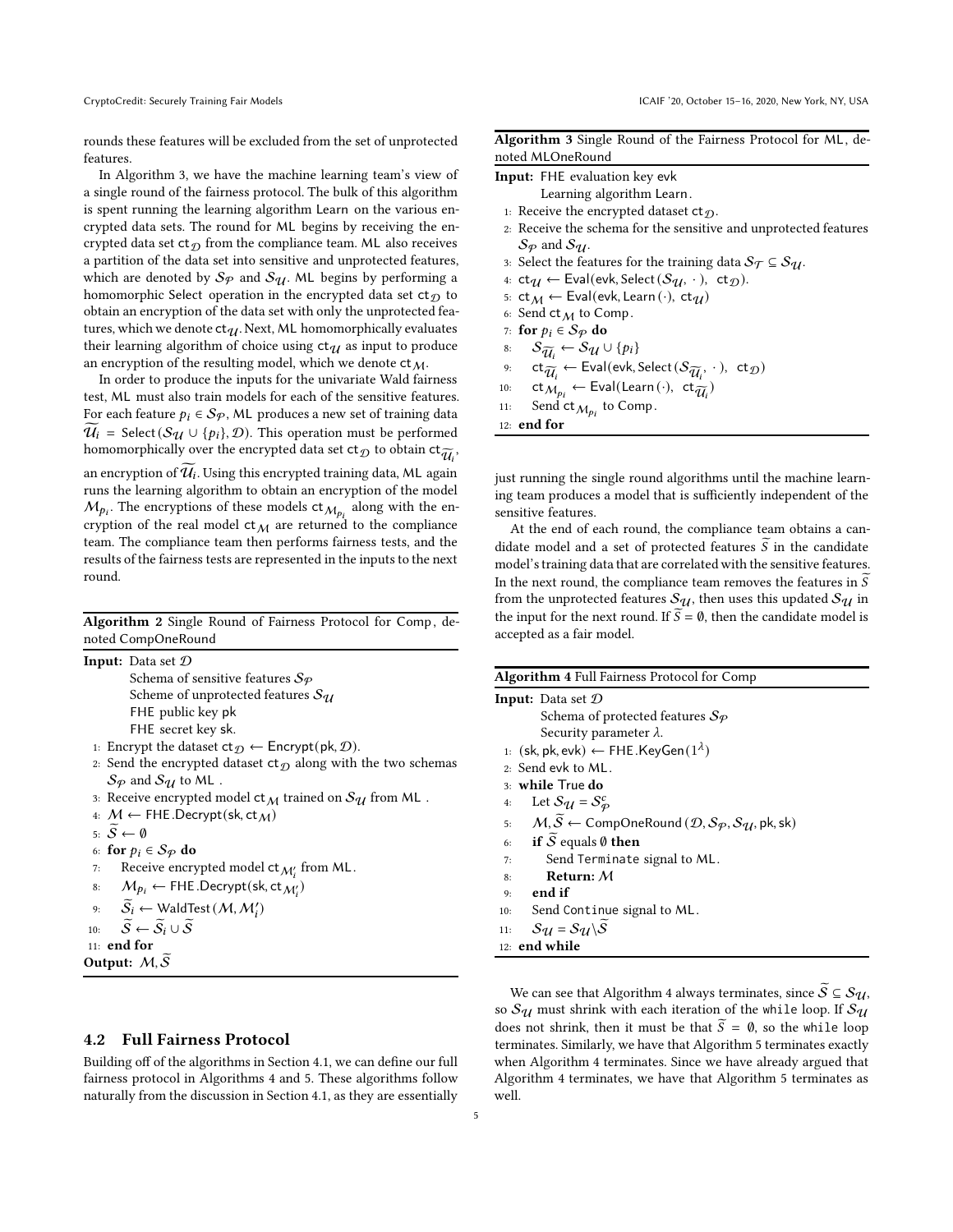rounds these features will be excluded from the set of unprotected features.

In Algorithm 3, we have the machine learning team's view of a single round of the fairness protocol. The bulk of this algorithm is spent running the learning algorithm Learn on the various encrypted data sets. The round for ML begins by receiving the encrypted data set $\mathsf{ct}_{\mathcal{D}}$ from the compliance team. ML also receives a partition of the data set into sensitive and unprotected features, which are denoted by $\mathcal{S}_{\mathcal{P}}$ and $\mathcal{S}_{\mathcal{U}}$. ML begins by performing a homomorphic Select operation in the encrypted data set $\mathsf{ct}_{\mathcal{D}}$ to obtain an encryption of the data set with only the unprotected features, which we denote $\mathsf{ct}_{\mathcal{U}}$. Next, ML homomorphically evaluates their learning algorithm of choice using $\mathsf{ct}_{\mathcal{U}}$ as input to produce an encryption of the resulting model, which we denote $\mathsf{ct}_{\mathcal{M}}$.

In order to produce the inputs for the univariate Wald fairness test, ML must also train models for each of the sensitive features. For each feature $p_i \in \mathcal{S}_{\mathcal{P}}$, ML produces a new set of training data $\widetilde{\mathcal{U}_i} = \mathsf{Select}(\mathcal{S}_{\mathcal{U}} \cup \{p_i\}, \mathcal{D})$. This operation must be performed homomorphically over the encrypted data set $\mathsf{ct}_{\mathcal{D}}$ to obtain $\mathsf{ct}_{\widetilde{\mathcal{U}_i}}$, an encryption of $\widetilde{\mathcal{U}_i}$. Using this encrypted training data, ML again runs the learning algorithm to obtain an encryption of the model $\mathcal{M}_{p_i}$. The encryptions of these models $\mathsf{ct}_{\mathcal{M}_{p_i}}$ along with the encryption of the real model $\mathsf{ct}_{\mathcal{M}}$ are returned to the compliance team. The compliance team then performs fairness tests, and the results of the fairness tests are represented in the inputs to the next round.

**Algorithm 2** Single Round of Fairness Protocol for Comp, denoted CompOneRound

**Input:** Data set $\mathcal{D}$
Schema of sensitive features $\mathcal{S}_{\mathcal{P}}$
Scheme of unprotected features $\mathcal{S}_{\mathcal{U}}$
FHE public key pk
FHE secret key sk.

1: Encrypt the dataset $\mathsf{ct}_{\mathcal{D}} \leftarrow \mathsf{Encrypt}(\mathsf{pk}, \mathcal{D})$.
2: Send the encrypted dataset $\mathsf{ct}_{\mathcal{D}}$ along with the two schemas $\mathcal{S}_{\mathcal{P}}$ and $\mathcal{S}_{\mathcal{U}}$ to ML .
3: Receive encrypted model $\mathsf{ct}_{\mathcal{M}}$ trained on $\mathcal{S}_{\mathcal{U}}$ from ML .
4: $\mathcal{M} \leftarrow \mathsf{FHE.Decrypt}(\mathsf{sk}, \mathsf{ct}_{\mathcal{M}})$
5: $\widetilde{S} \leftarrow \emptyset$
6: **for** $p_i \in \mathcal{S}_{\mathcal{P}}$ **do**
7: Receive encrypted model $\mathsf{ct}_{\mathcal{M}'_i}$ from ML.
8: $\mathcal{M}_{p_i} \leftarrow \mathsf{FHE.Decrypt}(\mathsf{sk}, \mathsf{ct}_{\mathcal{M}'_i})$
9: $\widetilde{S}_i \leftarrow \mathsf{WaldTest}(\mathcal{M}, \mathcal{M}'_i)$
10: $\widetilde{S} \leftarrow \widetilde{S}_i \cup \widetilde{S}$
11: **end for**

**Output:** $\mathcal{M}, \widetilde{S}$

## 4.2 Full Fairness Protocol

Building off of the algorithms in Section 4.1, we can define our full fairness protocol in Algorithms 4 and 5. These algorithms follow naturally from the discussion in Section 4.1, as they are essentially just running the single round algorithms until the machine learning team produces a model that is sufficiently independent of the sensitive features.

**Algorithm 3** Single Round of the Fairness Protocol for ML, denoted MLOneRound

**Input:** FHE evaluation key evk
Learning algorithm Learn.

1: Receive the encrypted dataset $\mathsf{ct}_{\mathcal{D}}$.
2: Receive the schema for the sensitive and unprotected features $\mathcal{S}_{\mathcal{P}}$ and $\mathcal{S}_{\mathcal{U}}$.
3: Select the features for the training data $\mathcal{S}_{\mathcal{T}} \subseteq \mathcal{S}_{\mathcal{U}}$.
4: $\mathsf{ct}_{\mathcal{U}} \leftarrow \mathsf{Eval}(\mathsf{evk}, \mathsf{Select}(\mathcal{S}_{\mathcal{U}}, \cdot), \mathsf{ct}_{\mathcal{D}})$.
5: $\mathsf{ct}_{\mathcal{M}} \leftarrow \mathsf{Eval}(\mathsf{evk}, \mathsf{Learn}(\cdot), \mathsf{ct}_{\mathcal{U}})$
6: Send $\mathsf{ct}_{\mathcal{M}}$ to Comp.
7: **for** $p_i \in \mathcal{S}_{\mathcal{P}}$ **do**
8: $\mathcal{S}_{\widetilde{\mathcal{U}_i}} \leftarrow \mathcal{S}_{\mathcal{U}} \cup \{p_i\}$
9: $\mathsf{ct}_{\widetilde{\mathcal{U}_i}} \leftarrow \mathsf{Eval}(\mathsf{evk}, \mathsf{Select}(\mathcal{S}_{\widetilde{\mathcal{U}_i}}, \cdot), \mathsf{ct}_{\mathcal{D}})$
10: $\mathsf{ct}_{\mathcal{M}_{p_i}} \leftarrow \mathsf{Eval}(\mathsf{Learn}(\cdot), \mathsf{ct}_{\widetilde{\mathcal{U}_i}})$
11: Send $\mathsf{ct}_{\mathcal{M}_{p_i}}$ to Comp.
12: **end for**

At the end of each round, the compliance team obtains a candidate model and a set of protected features $\widetilde{S}$ in the candidate model's training data that are correlated with the sensitive features. In the next round, the compliance team removes the features in $\widetilde{S}$ from the unprotected features $\mathcal{S}_{\mathcal{U}}$, then uses this updated $\mathcal{S}_{\mathcal{U}}$ in the input for the next round. If $\widetilde{S} = \emptyset$, then the candidate model is accepted as a fair model.

**Algorithm 4** Full Fairness Protocol for Comp

**Input:** Data set $\mathcal{D}$
Schema of protected features $\mathcal{S}_{\mathcal{P}}$
Security parameter $\lambda$.

1: $(\mathsf{sk}, \mathsf{pk}, \mathsf{evk}) \leftarrow \mathsf{FHE.KeyGen}(1^{\lambda})$
2: Send evk to ML.
3: **while** True **do**
4: Let $\mathcal{S}_{\mathcal{U}} = \mathcal{S}_{\mathcal{P}}^c$
5: $\mathcal{M}, \widetilde{S} \leftarrow \mathsf{CompOneRound}(\mathcal{D}, \mathcal{S}_{\mathcal{P}}, \mathcal{S}_{\mathcal{U}}, \mathsf{pk}, \mathsf{sk})$
6: **if** $\widetilde{S}$ equals $\emptyset$ **then**
7: Send `Terminate` signal to ML.
8: **Return:** $\mathcal{M}$
9: **end if**
10: Send `Continue` signal to ML.
11: $\mathcal{S}_{\mathcal{U}} = \mathcal{S}_{\mathcal{U}} \backslash \widetilde{S}$
12: **end while**

We can see that Algorithm 4 always terminates, since $\widetilde{S} \subseteq \mathcal{S}_{\mathcal{U}}$, so $\mathcal{S}_{\mathcal{U}}$ must shrink with each iteration of the `while` loop. If $\mathcal{S}_{\mathcal{U}}$ does not shrink, then it must be that $\widetilde{S} = \emptyset$, so the `while` loop terminates. Similarly, we have that Algorithm 5 terminates exactly when Algorithm 4 terminates. Since we have already argued that Algorithm 4 terminates, we have that Algorithm 5 terminates as well.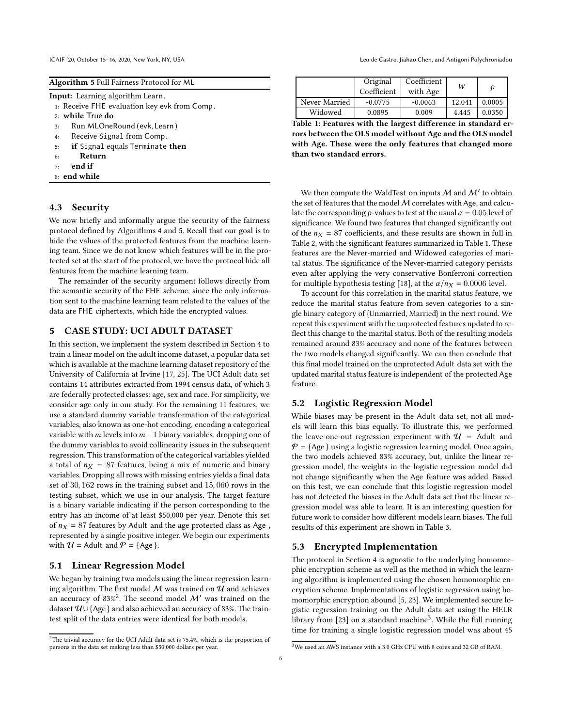**Algorithm 5** Full Fairness Protocol for ML

**Input:** Learning algorithm Learn.

1: Receive FHE evaluation key evk from Comp.
2: **while** True **do**
3: Run MLOneRound(evk, Learn)
4: Receive Signal from Comp.
5: **if** Signal equals Terminate **then**
6: **Return**
7: **end if**
8: **end while**

### 4.3 Security

We now briefly and informally argue the security of the fairness protocol defined by Algorithms 4 and 5. Recall that our goal is to hide the values of the protected features from the machine learning team. Since we do not know which features will be in the protected set at the start of the protocol, we have the protocol hide all features from the machine learning team.

The remainder of the security argument follows directly from the semantic security of the FHE scheme, since the only information sent to the machine learning team related to the values of the data are FHE ciphertexts, which hide the encrypted values.

## 5 CASE STUDY: UCI ADULT DATASET

In this section, we implement the system described in Section 4 to train a linear model on the adult income dataset, a popular data set which is available at the machine learning dataset repository of the University of California at Irvine [17, 25]. The UCI Adult data set contains 14 attributes extracted from 1994 census data, of which 3 are federally protected classes: age, sex and race. For simplicity, we consider age only in our study. For the remaining 11 features, we use a standard dummy variable transformation of the categorical variables, also known as one-hot encoding, encoding a categorical variable with $m$ levels into $m-1$ binary variables, dropping one of the dummy variables to avoid collinearity issues in the subsequent regression. This transformation of the categorical variables yielded a total of $n_X = 87$ features, being a mix of numeric and binary variables. Dropping all rows with missing entries yields a final data set of 30,162 rows in the training subset and 15,060 rows in the testing subset, which we use in our analysis. The target feature is a binary variable indicating if the person corresponding to the entry has an income of at least \$50,000 per year. Denote this set of $n_X = 87$ features by Adult and the age protected class as Age, represented by a single positive integer. We begin our experiments with $\mathcal{U} =$ Adult and $\mathcal{P} = \{\text{Age}\}$.

### 5.1 Linear Regression Model

We began by training two models using the linear regression learning algorithm. The first model $\mathcal{M}$ was trained on $\mathcal{U}$ and achieves an accuracy of 83%[2]. The second model $\mathcal{M}'$ was trained on the dataset $\mathcal{U} \cup \{\text{Age}\}$ and also achieved an accuracy of 83%. The train-test split of the data entries were identical for both models.

[2] The trivial accuracy for the UCI Adult data set is 75.4%, which is the proportion of persons in the data set making less than \$50,000 dollars per year.

| | Original Coefficient | Coefficient with Age | $W$ | $p$ |
|---|---|---|---|---|
| Never Married | -0.0775 | -0.0063 | 12.041 | 0.0005 |
| Widowed | 0.0895 | 0.009 | 4.445 | 0.0350 |

**Table 1: Features with the largest difference in standard errors between the OLS model without Age and the OLS model with Age. These were the only features that changed more than two standard errors.**

We then compute the WaldTest on inputs $\mathcal{M}$ and $\mathcal{M}'$ to obtain the set of features that the model $\mathcal{M}$ correlates with Age, and calculate the corresponding $p$-values to test at the usual $\alpha = 0.05$ level of significance. We found two features that changed significantly out of the $n_X = 87$ coefficients, and these results are shown in full in Table 2, with the significant features summarized in Table 1. These features are the Never-married and Widowed categories of marital status. The significance of the Never-married category persists even after applying the very conservative Bonferroni correction for multiple hypothesis testing [18], at the $\alpha/n_X = 0.0006$ level.

To account for this correlation in the marital status feature, we reduce the marital status feature from seven categories to a single binary category of {Unmarried, Married} in the next round. We repeat this experiment with the unprotected features updated to reflect this change to the marital status. Both of the resulting models remained around 83% accuracy and none of the features between the two models changed significantly. We can then conclude that this final model trained on the unprotected Adult data set with the updated marital status feature is independent of the protected Age feature.

### 5.2 Logistic Regression Model

While biases may be present in the Adult data set, not all models will learn this bias equally. To illustrate this, we performed the leave-one-out regression experiment with $\mathcal{U} =$ Adult and $\mathcal{P} = \{\text{Age}\}$ using a logistic regression learning model. Once again, the two models achieved 83% accuracy, but, unlike the linear regression model, the weights in the logistic regression model did not change significantly when the Age feature was added. Based on this test, we can conclude that this logistic regression model has not detected the biases in the Adult data set that the linear regression model was able to learn. It is an interesting question for future work to consider how different models learn biases. The full results of this experiment are shown in Table 3.

### 5.3 Encrypted Implementation

The protocol in Section 4 is agnostic to the underlying homomorphic encryption scheme as well as the method in which the learning algorithm is implemented using the chosen homomorphic encryption scheme. Implementations of logistic regression using homomorphic encryption abound [5, 23]. We implemented secure logistic regression training on the Adult data set using the HELR library from [23] on a standard machine[3]. While the full running time for training a single logistic regression model was about 45

[3] We used an AWS instance with a 3.0 GHz CPU with 8 cores and 32 GB of RAM.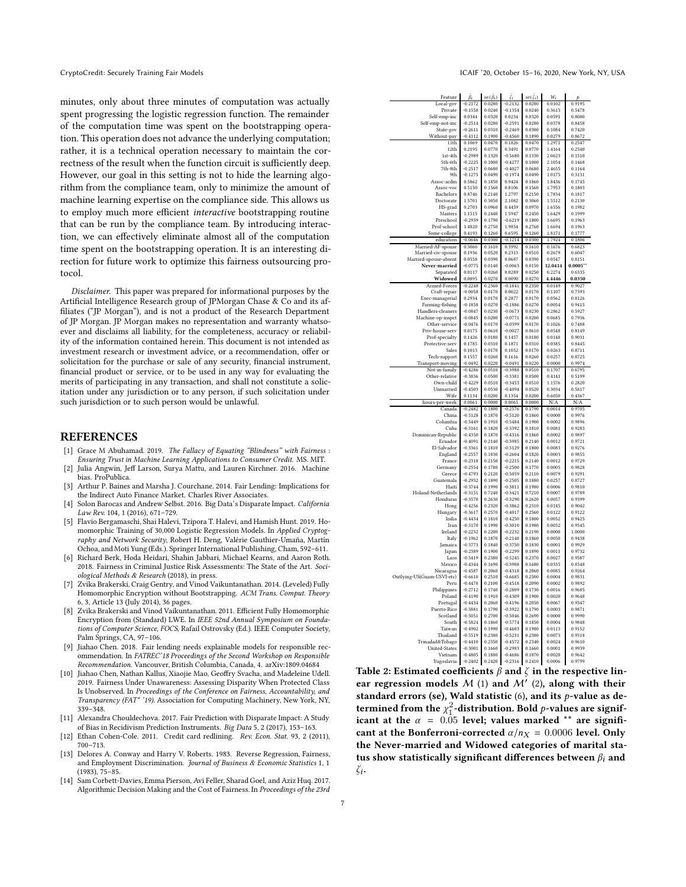minutes, only about three minutes of computation was actually spent progressing the logistic regression function. The remainder of the computation time was spent on the bootstrapping operation. This operation does not advance the underlying computation; rather, it is a technical operation necessary to maintain the correctness of the result when the function circuit is sufficiently deep. However, our goal in this setting is not to hide the learning algorithm from the compliance team, only to minimize the amount of machine learning expertise on the compliance side. This allows us to employ much more efficient *interactive* bootstrapping routine that can be run by the compliance team. By introducing interaction, we can effectively eliminate almost all of the computation time spent on the bootstrapping operation. It is an interesting direction for future work to optimize this fairness outsourcing protocol.

*Disclaimer.* This paper was prepared for informational purposes by the Artificial Intelligence Research group of JPMorgan Chase & Co and its affiliates ("JP Morgan"), and is not a product of the Research Department of JP Morgan. JP Morgan makes no representation and warranty whatsoever and disclaims all liability, for the completeness, accuracy or reliability of the information contained herein. This document is not intended as investment research or investment advice, or a recommendation, offer or solicitation for the purchase or sale of any security, financial instrument, financial product or service, or to be used in any way for evaluating the merits of participating in any transaction, and shall not constitute a solicitation under any jurisdiction or to any person, if such solicitation under such jurisdiction or to such person would be unlawful.

## REFERENCES

- [1] Grace M Abuhamad. 2019. *The Fallacy of Equating "Blindness" with Fairness : Ensuring Trust in Machine Learning Applications to Consumer Credit.* MS. MIT.
- [2] Julia Angwin, Jeff Larson, Surya Mattu, and Lauren Kirchner. 2016. Machine bias. ProPublica.
- [3] Arthur P. Baines and Marsha J. Courchane. 2014. Fair Lending: Implications for the Indirect Auto Finance Market. Charles River Associates.
- [4] Solon Barocas and Andrew Selbst. 2016. Big Data's Disparate Impact. *California Law Rev.* 104, 1 (2016), 671–729.
- [5] Flavio Bergamaschi, Shai Halevi, Tzipora T. Halevi, and Hamish Hunt. 2019. Homomorphic Training of 30,000 Logistic Regression Models. In *Applied Cryptography and Network Security*, Robert H. Deng, Valérie Gauthier-Umaña, Martín Ochoa, and Moti Yung (Eds.). Springer International Publishing, Cham, 592–611.
- [6] Richard Berk, Hoda Heidari, Shahin Jabbari, Michael Kearns, and Aaron Roth. 2018. Fairness in Criminal Justice Risk Assessments: The State of the Art. *Sociological Methods & Research* (2018), in press.
- [7] Zvika Brakerski, Craig Gentry, and Vinod Vaikuntanathan. 2014. (Leveled) Fully Homomorphic Encryption without Bootstrapping. *ACM Trans. Comput. Theory* 6, 3, Article 13 (July 2014), 36 pages.
- [8] Zvika Brakerski and Vinod Vaikuntanathan. 2011. Efficient Fully Homomorphic Encryption from (Standard) LWE. In *IEEE 52nd Annual Symposium on Foundations of Computer Science, FOCS*, Rafail Ostrovsky (Ed.). IEEE Computer Society, Palm Springs, CA, 97–106.
- [9] Jiahao Chen. 2018. Fair lending needs explainable models for responsible recommendation. In *FATREC'18 Proceedings of the Second Workshop on Responsible Recommendation*. Vancouver, British Columbia, Canada, 4. arXiv:1809.04684
- [10] Jiahao Chen, Nathan Kallus, Xiaojie Mao, Geoffry Svacha, and Madeleine Udell. 2019. Fairness Under Unawareness: Assessing Disparity When Protected Class Is Unobserved. In *Proceedings of the Conference on Fairness, Accountability, and Transparency (FAT* '19)*. Association for Computing Machinery, New York, NY, 339–348.
- [11] Alexandra Chouldechova. 2017. Fair Prediction with Disparate Impact: A Study of Bias in Recidivism Prediction Instruments. *Big Data* 5, 2 (2017), 153–163.
- [12] Ethan Cohen-Cole. 2011. Credit card redlining. *Rev. Econ. Stat.* 93, 2 (2011), 700–713.
- [13] Delores A. Conway and Harry V. Roberts. 1983. Reverse Regression, Fairness, and Employment Discrimination. *Journal of Business & Economic Statistics* 1, 1 (1983), 75–85.
- [14] Sam Corbett-Davies, Emma Pierson, Avi Feller, Sharad Goel, and Aziz Huq. 2017. Algorithmic Decision Making and the Cost of Fairness. In *Proceedings of the 23rd*

| Feature | $\hat{\beta}_i$ | se($\hat{\beta}_i$) | $\hat{\zeta}_i$ | se($\hat{\zeta}_i$) | $W_i$ | $p$ |
|---|---|---|---|---|---|---|
| Local-gov | -0.2172 | 0.0280 | -0.2132 | 0.0280 | 0.0102 | 0.9195 |
| Private | -0.1558 | 0.0240 | -0.1354 | 0.0240 | 0.3613 | 0.5478 |
| Self-emp-inc | 0.0344 | 0.0320 | 0.0234 | 0.0320 | 0.0591 | 0.8080 |
| Self-emp-not-inc | -0.2514 | 0.0280 | -0.2591 | 0.0280 | 0.0378 | 0.8458 |
| State-gov | -0.2611 | 0.0310 | -0.2469 | 0.0300 | 0.1084 | 0.7420 |
| Without-pay | -0.4112 | 0.1900 | -0.4560 | 0.1890 | 0.0279 | 0.8672 |
| 11th | 0.1069 | 0.0470 | 0.1826 | 0.0470 | 1.2971 | 0.2547 |
| 12th | 0.2195 | 0.0770 | 0.3491 | 0.0770 | 1.4164 | 0.2340 |
| 1st-4th | -0.2989 | 0.1320 | -0.5680 | 0.1330 | 2.0623 | 0.1510 |
| 5th-6th | -0.2225 | 0.1000 | -0.4277 | 0.1000 | 2.1054 | 0.1468 |
| 7th-8th | -0.2517 | 0.0680 | -0.4027 | 0.0680 | 2.4655 | 0.1164 |
| 9th | -0.1275 | 0.0490 | -0.1974 | 0.0490 | 1.0175 | 0.3131 |
| Assoc-acdm | 0.5862 | 0.1850 | 0.9424 | 0.1860 | 1.8436 | 0.1745 |
| Assoc-voc | 0.5150 | 0.1560 | 0.8106 | 0.1560 | 1.7953 | 0.1803 |
| Bachelors | 0.8746 | 0.2140 | 1.2797 | 0.2150 | 1.7834 | 0.1817 |
| Doctorate | 1.5701 | 0.3050 | 2.1082 | 0.3060 | 1.5512 | 0.2130 |
| HS-grad | 0.2703 | 0.0960 | 0.4459 | 0.0970 | 1.6556 | 0.1982 |
| Masters | 1.1515 | 0.2440 | 1.5947 | 0.2450 | 1.6429 | 0.1999 |
| Preschool | -0.2939 | 0.1790 | -0.6219 | 0.1800 | 1.6695 | 0.1963 |
| Prof-school | 1.4820 | 0.2750 | 1.9854 | 0.2760 | 1.6694 | 0.1963 |
| Some-college | 0.4193 | 0.1260 | 0.6595 | 0.1260 | 1.8171 | 0.1777 |
| education | -0.0646 | 0.0300 | -0.1214 | 0.0300 | 1.7924 | 0.1806 |
| Married-AF-spouse | 0.3060 | 0.1610 | 0.3992 | 0.1610 | 0.1676 | 0.6823 |
| Married-civ-spouse | 0.1936 | 0.0520 | 0.2313 | 0.0510 | 0.2679 | 0.6047 |
| Married-spouse-absent | 0.0558 | 0.0390 | 0.0687 | 0.0390 | 0.0547 | 0.8151 |
| **Never-married** | -0.0775 | 0.0140 | -0.0063 | 0.0150 | **12.0414** | **0.0005**** |
| Separated | 0.0117 | 0.0260 | 0.0289 | 0.0250 | 0.2274 | 0.6335 |
| **Widowed** | 0.0895 | 0.0270 | 0.0090 | 0.0270 | **4.4446** | **0.0350** |
| Armed-Forces | -0.2248 | 0.2360 | -0.1841 | 0.2350 | 0.0149 | 0.9027 |
| Craft-repair | -0.0058 | 0.0170 | 0.0022 | 0.0170 | 0.1107 | 0.7393 |
| Exec-managerial | 0.2934 | 0.0170 | 0.2877 | 0.0170 | 0.0562 | 0.8126 |
| Farming-fishing | -0.1858 | 0.0270 | -0.1886 | 0.0270 | 0.0054 | 0.9415 |
| Handlers-cleaners | -0.0847 | 0.0230 | -0.0673 | 0.0230 | 0.2862 | 0.5927 |
| Machine-op-inspct | -0.0845 | 0.0200 | -0.0771 | 0.0200 | 0.0685 | 0.7936 |
| Other-service | -0.0476 | 0.0170 | -0.0399 | 0.0170 | 0.1026 | 0.7488 |
| Priv-house-serv | 0.0175 | 0.0610 | -0.0027 | 0.0610 | 0.0548 | 0.8149 |
| Prof-specialty | 0.1426 | 0.0180 | 0.1457 | 0.0180 | 0.0148 | 0.9031 |
| Protective-serv | 0.1785 | 0.0310 | 0.1871 | 0.0310 | 0.0385 | 0.8445 |
| Sales | 0.1013 | 0.0170 | 0.1052 | 0.0170 | 0.0263 | 0.8711 |
| Tech-support | 0.1557 | 0.0260 | 0.1616 | 0.0260 | 0.0257 | 0.8725 |
| Transport-moving | -0.0492 | 0.0220 | -0.0491 | 0.0220 | 0.0000 | 0.9974 |
| Not-in-family | -0.4286 | 0.0510 | -0.3988 | 0.0510 | 0.1707 | 0.6795 |
| Other-relative | -0.3836 | 0.0500 | -0.3381 | 0.0500 | 0.4141 | 0.5199 |
| Own-child | -0.4229 | 0.0510 | -0.3453 | 0.0510 | 1.1576 | 0.2820 |
| Unmarried | -0.4503 | 0.0530 | -0.4094 | 0.0520 | 0.3034 | 0.5817 |
| Wife | 0.1134 | 0.0200 | 0.1354 | 0.0200 | 0.6050 | 0.4367 |
| hours-per-week | 0.0061 | 0.0000 | 0.0065 | 0.0000 | N/A | N/A |
| Canada | -0.2482 | 0.1800 | -0.2576 | 0.1790 | 0.0014 | 0.9705 |
| China | -0.5128 | 0.1870 | -0.5120 | 0.1860 | 0.0000 | 0.9976 |
| Columbia | -0.5449 | 0.1910 | -0.5484 | 0.1900 | 0.0002 | 0.9896 |
| Cuba | -0.3161 | 0.1820 | -0.3392 | 0.1810 | 0.0081 | 0.9283 |
| Dominican-Republic | -0.4350 | 0.1870 | -0.4316 | 0.1860 | 0.0002 | 0.9897 |
| Ecuador | -0.4091 | 0.2140 | -0.3985 | 0.2140 | 0.0012 | 0.9721 |
| El-Salvador | -0.3361 | 0.1810 | -0.3129 | 0.1800 | 0.0083 | 0.9276 |
| England | -0.2557 | 0.1830 | -0.2604 | 0.1820 | 0.0003 | 0.9855 |
| France | -0.2318 | 0.2150 | -0.2215 | 0.2140 | 0.0012 | 0.9729 |
| Germany | -0.2554 | 0.1780 | -0.2500 | 0.1770 | 0.0005 | 0.9828 |
| Greece | -0.4793 | 0.2120 | -0.5059 | 0.2110 | 0.0079 | 0.9291 |
| Guatemala | -0.2932 | 0.1890 | -0.2505 | 0.1880 | 0.0257 | 0.8727 |
| Haiti | -0.3744 | 0.1990 | -0.3811 | 0.1980 | 0.0006 | 0.9810 |
| Holand-Netherlands | -0.3151 | 0.7240 | -0.3421 | 0.7210 | 0.0007 | 0.9789 |
| Honduras | -0.3570 | 0.2630 | -0.3290 | 0.2620 | 0.0057 | 0.9399 |
| Hong | -0.4256 | 0.2320 | -0.3862 | 0.2310 | 0.0145 | 0.9042 |
| Hungary | -0.3617 | 0.2570 | -0.4017 | 0.2560 | 0.0122 | 0.9122 |
| India | -0.4434 | 0.1810 | -0.4250 | 0.1800 | 0.0052 | 0.9425 |
| Iran | -0.3170 | 0.1990 | -0.3010 | 0.1980 | 0.0032 | 0.9545 |
| Ireland | -0.2232 | 0.2200 | -0.2232 | 0.2190 | 0.0000 | 1.0000 |
| Italy | -0.1962 | 0.1870 | -0.2148 | 0.1860 | 0.0050 | 0.9438 |
| Jamaica | -0.3773 | 0.1840 | -0.3750 | 0.1830 | 0.0001 | 0.9929 |
| Japan | -0.2389 | 0.1900 | -0.2299 | 0.1890 | 0.0011 | 0.9732 |
| Laos | -0.5419 | 0.2380 | -0.5245 | 0.2370 | 0.0027 | 0.9587 |
| Mexico | -0.4344 | 0.1690 | -0.3908 | 0.1680 | 0.0335 | 0.8548 |
| Nicaragua | -0.4587 | 0.2060 | -0.4318 | 0.2060 | 0.0085 | 0.9264 |
| Outlying-US(Guam-USVI-etc) | -0.6610 | 0.2510 | -0.6685 | 0.2500 | 0.0004 | 0.9831 |
| Peru | -0.4478 | 0.2100 | -0.4518 | 0.2090 | 0.0002 | 0.9892 |
| Philippines | -0.2712 | 0.1740 | -0.2809 | 0.1730 | 0.0016 | 0.9685 |
| Poland | -0.4190 | 0.1910 | -0.4309 | 0.1900 | 0.0020 | 0.9648 |
| Portugal | -0.4434 | 0.2060 | -0.4196 | 0.2050 | 0.0067 | 0.9347 |
| Puerto-Rico | -0.3881 | 0.1790 | -0.3922 | 0.1790 | 0.0003 | 0.9871 |
| Scotland | -0.5051 | 0.2700 | -0.5046 | 0.2690 | 0.0000 | 0.9990 |
| South | -0.5824 | 0.1860 | -0.5774 | 0.1850 | 0.0004 | 0.9848 |
| Taiwan | -0.4902 | 0.1990 | -0.4603 | 0.1980 | 0.0113 | 0.9152 |
| Thailand | -0.5519 | 0.2380 | -0.5231 | 0.2380 | 0.0073 | 0.9318 |
| Trinadad&Tobago | -0.4410 | 0.2350 | -0.4572 | 0.2340 | 0.0024 | 0.9610 |
| United-States | -0.3001 | 0.1660 | -0.2983 | 0.1660 | 0.0001 | 0.9939 |
| Vietnam | -0.4805 | 0.1880 | -0.4686 | 0.1870 | 0.0020 | 0.9642 |
| Yugoslavia | -0.2402 | 0.2420 | -0.2316 | 0.2410 | 0.0006 | 0.9799 |

**Table 2: Estimated coefficients $\beta$ and $\zeta$ in the respective linear regression models $\mathcal{M}$ (1) and $\mathcal{M}'$ (2), along with their standard errors (se), Wald statistic (6), and its $p$-value as determined from the $\chi^2_1$-distribution. Bold $p$-values are significant at the $\alpha = 0.05$ level; values marked ** are significant at the Bonferroni-corrected $\alpha/n_X = 0.0006$ level. Only the Never-married and Widowed categories of marital status show statistically significant differences between $\beta_i$ and $\zeta_i$.**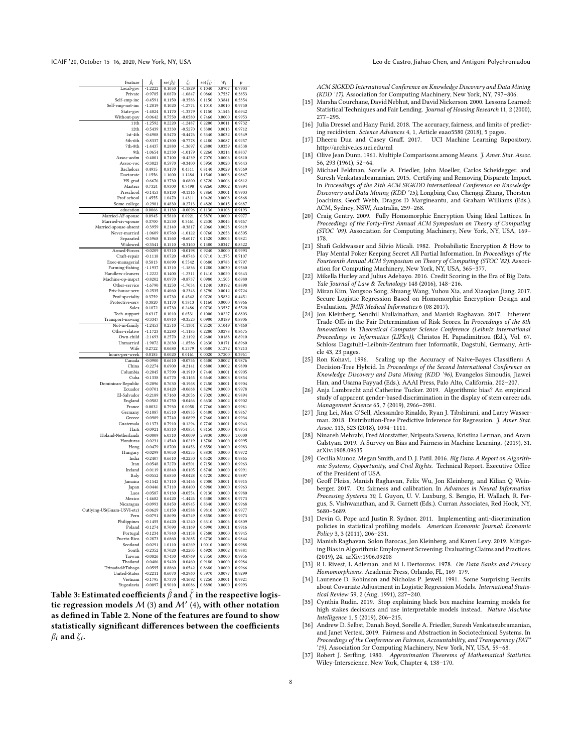| Feature | $\hat{\beta}_i$ | $\text{se}(\hat{\beta}_i)$ | $\hat{\zeta}_i$ | $\text{se}(\hat{\zeta}_i)$ | $W_i$ | $p$ |
|---|---|---|---|---|---|---|
| Local-gov | -1.2222 | 0.1050 | -1.1829 | 0.1040 | 0.0707 | 0.7903 |
| Private | -0.9785 | 0.0870 | -1.0847 | 0.0860 | 0.7537 | 0.3853 |
| Self-emp-inc | -0.4591 | 0.1150 | -0.3583 | 0.1150 | 0.3841 | 0.5354 |
| Self-emp-not-inc | -1.2819 | 0.1020 | -1.2774 | 0.1010 | 0.0010 | 0.9750 |
| State-gov | -1.4024 | 0.1170 | -1.3379 | 0.1150 | 0.1546 | 0.6942 |
| Without-pay | -0.0642 | 0.7550 | -0.0580 | 0.7460 | 0.0000 | 0.9953 |
| 11th | -1.2592 | 0.2220 | -1.2487 | 0.2200 | 0.0011 | 0.9732 |
| 12th | -0.5439 | 0.3330 | -0.5270 | 0.3300 | 0.0013 | 0.9712 |
| 1st-4th | -0.4908 | 0.5470 | -0.4476 | 0.5340 | 0.0032 | 0.9549 |
| 5th-6th | -0.8337 | 0.4300 | -0.7778 | 0.4180 | 0.0087 | 0.9257 |
| 7th-8th | -1.4437 | 0.2880 | -1.3697 | 0.2800 | 0.0339 | 0.8538 |
| 9th | -1.0654 | 0.2330 | -1.0179 | 0.2260 | 0.0214 | 0.8837 |
| Assoc-acdm | -0.4001 | 0.7100 | -0.4239 | 0.7070 | 0.0006 | 0.9810 |
| Assoc-voc | -0.3023 | 0.5970 | -0.3400 | 0.5950 | 0.0020 | 0.9643 |
| Bachelors | 0.4935 | 0.8170 | 0.4311 | 0.8140 | 0.0029 | 0.9569 |
| Doctorate | 1.1556 | 1.1600 | 1.1284 | 1.1540 | 0.0003 | 0.9867 |
| HS-grad | -0.6676 | 0.3730 | -0.6800 | 0.3720 | 0.0006 | 0.9812 |
| Masters | 0.7324 | 0.9300 | 0.7498 | 0.9260 | 0.0002 | 0.9894 |
| Preschool | -0.1453 | 0.8130 | -0.1316 | 0.7860 | 0.0001 | 0.9903 |
| Prof-school | 1.4555 | 1.0470 | 1.4311 | 1.0420 | 0.0003 | 0.9868 |
| Some-college | -0.2981 | 0.4830 | -0.2713 | 0.4820 | 0.0015 | 0.9687 |
| education | 0.0066 | 0.1130 | -0.0096 | 0.1130 | 0.0103 | 0.9193 |
| Married-AF-spouse | 0.0945 | 0.5810 | 0.0921 | 0.5870 | 0.0000 | 0.9977 |
| Married-civ-spouse | 0.3700 | 0.2530 | 0.3461 | 0.2530 | 0.0045 | 0.9467 |
| Married-spouse-absent | -0.3959 | 0.2140 | -0.3817 | 0.2060 | 0.0023 | 0.9619 |
| Never-married | -1.0609 | 0.0760 | -1.0122 | 0.0760 | 0.2053 | 0.6505 |
| Separated | -0.5968 | 0.1560 | -0.6017 | 0.1520 | 0.0005 | 0.9821 |
| Widowed | -0.3541 | 0.1510 | -0.3160 | 0.1380 | 0.0347 | 0.8522 |
| Armed-Forces | -0.0209 | 0.9310 | -0.0198 | 0.9240 | 0.0000 | 0.9993 |
| Craft-repair | -0.1118 | 0.0720 | -0.0743 | 0.0710 | 0.1375 | 0.7107 |
| Exec-managerial | 0.5813 | 0.0690 | 0.5542 | 0.0680 | 0.0783 | 0.7797 |
| Farming-fishing | -1.1937 | 0.1310 | -1.1836 | 0.1280 | 0.0030 | 0.9560 |
| Handlers-cleaners | -1.2222 | 0.1400 | -1.2311 | 0.1410 | 0.0020 | 0.9643 |
| Machine-op-inspct | -0.8202 | 0.0970 | -0.8737 | 0.0980 | 0.1505 | 0.6980 |
| Other-service | -1.6790 | 0.1250 | -1.7034 | 0.1240 | 0.0192 | 0.8898 |
| Priv-house-serv | -0.2535 | 0.4060 | -0.2343 | 0.3790 | 0.0012 | 0.9724 |
| Prof-specialty | 0.3759 | 0.0730 | 0.4542 | 0.0720 | 0.5832 | 0.4451 |
| Protective-serv | 0.3820 | 0.1170 | 0.3813 | 0.1160 | 0.0000 | 0.9966 |
| Sales | 0.1872 | 0.0730 | 0.2486 | 0.0730 | 0.3537 | 0.5520 |
| Tech-support | 0.6317 | 0.1010 | 0.6531 | 0.1000 | 0.0227 | 0.8803 |
| Transport-moving | -0.3347 | 0.0910 | -0.3523 | 0.0900 | 0.0189 | 0.8906 |
| Not-in-family | -1.2453 | 0.2510 | -1.1301 | 0.2520 | 0.1049 | 0.7460 |
| Other-relative | -1.1723 | 0.2280 | -1.1185 | 0.2280 | 0.0278 | 0.8675 |
| Own-child | -2.1693 | 0.2570 | -2.1192 | 0.2600 | 0.0188 | 0.8910 |
| Unmarried | -1.9072 | 0.2630 | -1.8586 | 0.2630 | 0.0171 | 0.8960 |
| Wife | 0.2722 | 0.0680 | 0.2379 | 0.0680 | 0.1272 | 0.7213 |
| hours-per-week | 0.0185 | 0.0020 | 0.0161 | 0.0020 | 0.7200 | 0.3961 |
| Canada | -0.0900 | 0.6610 | -0.0756 | 0.6500 | 0.0002 | 0.9876 |
| China | -0.2274 | 0.6900 | -0.2141 | 0.6800 | 0.0002 | 0.9890 |
| Columbia | -0.2045 | 0.7590 | -0.1919 | 0.7440 | 0.0001 | 0.9905 |
| Cuba | -0.1338 | 0.6770 | -0.1165 | 0.6640 | 0.0003 | 0.9854 |
| Dominican-Republic | -0.2096 | 0.7630 | -0.1968 | 0.7450 | 0.0001 | 0.9904 |
| Ecuador | -0.0701 | 0.8420 | -0.0668 | 0.8290 | 0.0000 | 0.9978 |
| El-Salvador | -0.2189 | 0.7160 | -0.2056 | 0.7020 | 0.0002 | 0.9894 |
| England | -0.0582 | 0.6750 | -0.0466 | 0.6630 | 0.0002 | 0.9902 |
| France | 0.0032 | 0.7930 | 0.0058 | 0.7760 | 0.0000 | 0.9981 |
| Germany | -0.1087 | 0.6510 | -0.0935 | 0.6400 | 0.0003 | 0.9867 |
| Greece | -0.0989 | 0.7740 | -0.0899 | 0.7660 | 0.0001 | 0.9934 |
| Guatemala | -0.1373 | 0.7910 | -0.1294 | 0.7740 | 0.0001 | 0.9943 |
| Haiti | -0.0921 | 0.8310 | -0.0854 | 0.8150 | 0.0000 | 0.9954 |
| Holand-Netherlands | -0.0009 | 6.0310 | -0.0009 | 5.9830 | 0.0000 | 1.0000 |
| Honduras | -0.0231 | 1.4540 | -0.0219 | 1.3780 | 0.0000 | 0.9995 |
| Hong | -0.0479 | 0.8700 | -0.0453 | 0.8550 | 0.0000 | 0.9983 |
| Hungary | -0.0299 | 0.9050 | -0.0255 | 0.8830 | 0.0000 | 0.9972 |
| India | -0.2407 | 0.6610 | -0.2250 | 0.6520 | 0.0003 | 0.9865 |
| Iran | -0.0548 | 0.7270 | -0.0501 | 0.7150 | 0.0000 | 0.9963 |
| Ireland | -0.0119 | 0.8840 | -0.0105 | 0.8740 | 0.0000 | 0.9991 |
| Italy | -0.0552 | 0.6850 | -0.0428 | 0.6720 | 0.0002 | 0.9897 |
| Jamaica | -0.1542 | 0.7110 | -0.1436 | 0.7000 | 0.0001 | 0.9915 |
| Japan | -0.0446 | 0.7110 | -0.0400 | 0.6980 | 0.0000 | 0.9963 |
| Laos | -0.0587 | 0.9130 | -0.0554 | 0.9130 | 0.0000 | 0.9980 |
| Mexico | -1.4682 | 0.6420 | -1.4426 | 0.6300 | 0.0008 | 0.9773 |
| Nicaragua | -0.0993 | 0.8450 | -0.0945 | 0.8340 | 0.0000 | 0.9968 |
| Outlying-US(Guam-USVI-etc) | -0.0629 | 1.0150 | -0.0588 | 0.9810 | 0.0000 | 0.9977 |
| Peru | -0.0791 | 0.8690 | -0.0749 | 0.8550 | 0.0000 | 0.9973 |
| Philippines | -0.1455 | 0.6420 | -0.1240 | 0.6310 | 0.0006 | 0.9809 |
| Poland | -0.1274 | 0.7090 | -0.1169 | 0.6990 | 0.0001 | 0.9916 |
| Portugal | -0.1234 | 0.7840 | -0.1158 | 0.7680 | 0.0000 | 0.9945 |
| Puerto-Rico | -0.2873 | 0.6860 | -0.2685 | 0.6730 | 0.0004 | 0.9844 |
| Scotland | -0.0291 | 1.0110 | -0.0269 | 1.0010 | 0.0000 | 0.9988 |
| South | -0.2352 | 0.7020 | -0.2205 | 0.6920 | 0.0002 | 0.9881 |
| Taiwan | -0.0826 | 0.7430 | -0.0769 | 0.7350 | 0.0000 | 0.9956 |
| Thailand | -0.0486 | 0.9420 | -0.0460 | 0.9180 | 0.0000 | 0.9984 |
| Trinadad&Tobago | -0.0595 | 0.8860 | -0.0542 | 0.8680 | 0.0000 | 0.9966 |
| United-States | -0.2211 | 0.6070 | -0.2960 | 0.5970 | 0.0077 | 0.9299 |
| Vietnam | -0.1795 | 0.7370 | -0.1692 | 0.7250 | 0.0001 | 0.9921 |
| Yugoslavia | -0.0097 | 0.9010 | -0.0086 | 0.8890 | 0.0000 | 0.9993 |

**Table 3: Estimated coefficients $\hat{\beta}$ and $\hat{\zeta}$ in the respective logistic regression models $\mathcal{M}$ (3) and $\mathcal{M}'$ (4), with other notation as defined in Table 2. None of the features are found to show statistically significant differences between the coefficients $\beta_i$ and $\zeta_i$.**

*ACM SIGKDD International Conference on Knowledge Discovery and Data Mining (KDD '17)*. Association for Computing Machinery, New York, NY, 797–806.

[15] Marsha Courchane, David Nebhut, and David Nickerson. 2000. Lessons Learned: Statistical Techniques and Fair Lending. *Journal of Housing Research* 11, 2 (2000), 277–295.

[16] Julia Dressel and Hany Farid. 2018. The accuracy, fairness, and limits of predicting recidivism. *Science Advances* 4, 1, Article eaao5580 (2018), 5 pages.

[17] Dheeru Dua and Casey Graff. 2017. UCI Machine Learning Repository. http://archive.ics.uci.edu/ml

[18] Olive Jean Dunn. 1961. Multiple Comparisons among Means. *J. Amer. Stat. Assoc.* 56, 293 (1961), 52–64.

[19] Michael Feldman, Sorelle A. Friedler, John Moeller, Carlos Scheidegger, and Suresh Venkatasubramanian. 2015. Certifying and Removing Disparate Impact. In *Proceedings of the 21th ACM SIGKDD International Conference on Knowledge Discovery and Data Mining (KDD '15)*, Longbing Cao, Chengqi Zhang, Thorsten Joachims, Geoff Webb, Dragos D Margineantu, and Graham Williams (Eds.). ACM, Sydney, NSW, Australia, 259–268.

[20] Craig Gentry. 2009. Fully Homomorphic Encryption Using Ideal Lattices. In *Proceedings of the Forty-First Annual ACM Symposium on Theory of Computing (STOC '09)*. Association for Computing Machinery, New York, NY, USA, 169–178.

[21] Shafi Goldwasser and Silvio Micali. 1982. Probabilistic Encryption & How to Play Mental Poker Keeping Secret All Partial Information. In *Proceedings of the Fourteenth Annual ACM Symposium on Theory of Computing (STOC '82)*. Association for Computing Machinery, New York, NY, USA, 365–377.

[22] Mikella Hurley and Julius Adebayo. 2016. Credit Scoring in the Era of Big Data. *Yale Journal of Law & Technology* 148 (2016), 148–216.

[23] Miran Kim, Yongsoo Song, Shuang Wang, Yuhou Xia, and Xiaoqian Jiang. 2017. Secure Logistic Regression Based on Homomorphic Encryption: Design and Evaluation. *JMIR Medical Informatics* 6 (08 2017).

[24] Jon Kleinberg, Sendhil Mullainathan, and Manish Raghavan. 2017. Inherent Trade-Offs in the Fair Determination of Risk Scores. In *Proceedings of the 8th Innovations in Theoretical Computer Science Conference (Leibniz International Proceedings in Informatics (LIPIcs))*, Christos H. Papadimitriou (Ed.), Vol. 67. Schloss Dagstuhl–Leibniz-Zentrum fuer Informatik, Dagstuhl, Germany, Article 43, 23 pages.

[25] Ron Kohavi. 1996. Scaling up the Accuracy of Naive-Bayes Classifiers: A Decision-Tree Hybrid. In *Proceedings of the Second International Conference on Knowledge Discovery and Data Mining (KDD '96)*, Evangelos Simoudis, Jiawei Han, and Usama Fayyad (Eds.). AAAI Press, Palo Alto, California, 202–207.

[26] Anja Lambrecht and Catherine Tucker. 2019. Algorithmic bias? An empirical study of apparent gender-based discrimination in the display of stem career ads. *Management Science* 65, 7 (2019), 2966–2981.

[27] Jing Lei, Max G'Sell, Alessandro Rinaldo, Ryan J. Tibshirani, and Larry Wasserman. 2018. Distribution-Free Predictive Inference for Regression. *J. Amer. Stat. Assoc.* 113, 523 (2018), 1094–1111.

[28] Ninareh Mehrabi, Fred Morstatter, Nripsuta Saxena, Kristina Lerman, and Aram Galstyan. 2019. A Survey on Bias and Fairness in Machine Learning. (2019), 31. arXiv:1908.09635

[29] Cecilia Munoz, Megan Smith, and D. J. Patil. 2016. *Big Data: A Report on Algorithmic Systems, Opportunity, and Civil Rights*. Technical Report. Executive Office of the President of USA.

[30] Geoff Pleiss, Manish Raghavan, Felix Wu, Jon Kleinberg, and Kilian Q Weinberger. 2017. On fairness and calibration. In *Advances in Neural Information Processing Systems 30*, I. Guyon, U. V. Luxburg, S. Bengio, H. Wallach, R. Fergus, S. Vishwanathan, and R. Garnett (Eds.). Curran Associates, Red Hook, NY, 5680–5689.

[31] Devin G. Pope and Justin R. Sydnor. 2011. Implementing anti-discrimination policies in statistical profiling models. *American Economic Journal: Economic Policy* 3, 3 (2011), 206–231.

[32] Manish Raghavan, Solon Barocas, Jon Kleinberg, and Karen Levy. 2019. Mitigating Bias in Algorithmic Employment Screening: Evaluating Claims and Practices. (2019), 24. arXiv:1906.09208

[33] R L Rivest, L Adleman, and M L Dertouzos. 1978. *On Data Banks and Privacy Homomorphisms*. Academic Press, Orlando, FL, 169–179.

[34] Laurence D. Robinson and Nicholas P. Jewell. 1991. Some Surprising Results about Covariate Adjustment in Logistic Regression Models. *International Statistical Review* 59, 2 (Aug. 1991), 227–240.

[35] Cynthia Rudin. 2019. Stop explaining black box machine learning models for high stakes decisions and use interpretable models instead. *Nature Machine Intelligence* 1, 5 (2019), 206–215.

[36] Andrew D. Selbst, Danah Boyd, Sorelle A. Friedler, Suresh Venkatasubramanian, and Janet Vertesi. 2019. Fairness and Abstraction in Sociotechnical Systems. In *Proceedings of the Conference on Fairness, Accountability, and Transparency (FAT* '19)*. Association for Computing Machinery, New York, NY, USA, 59–68.

[37] Robert J. Serfling. 1980. *Approximation Theorems of Mathematical Statistics*. Wiley-Interscience, New York, Chapter 4, 138–170.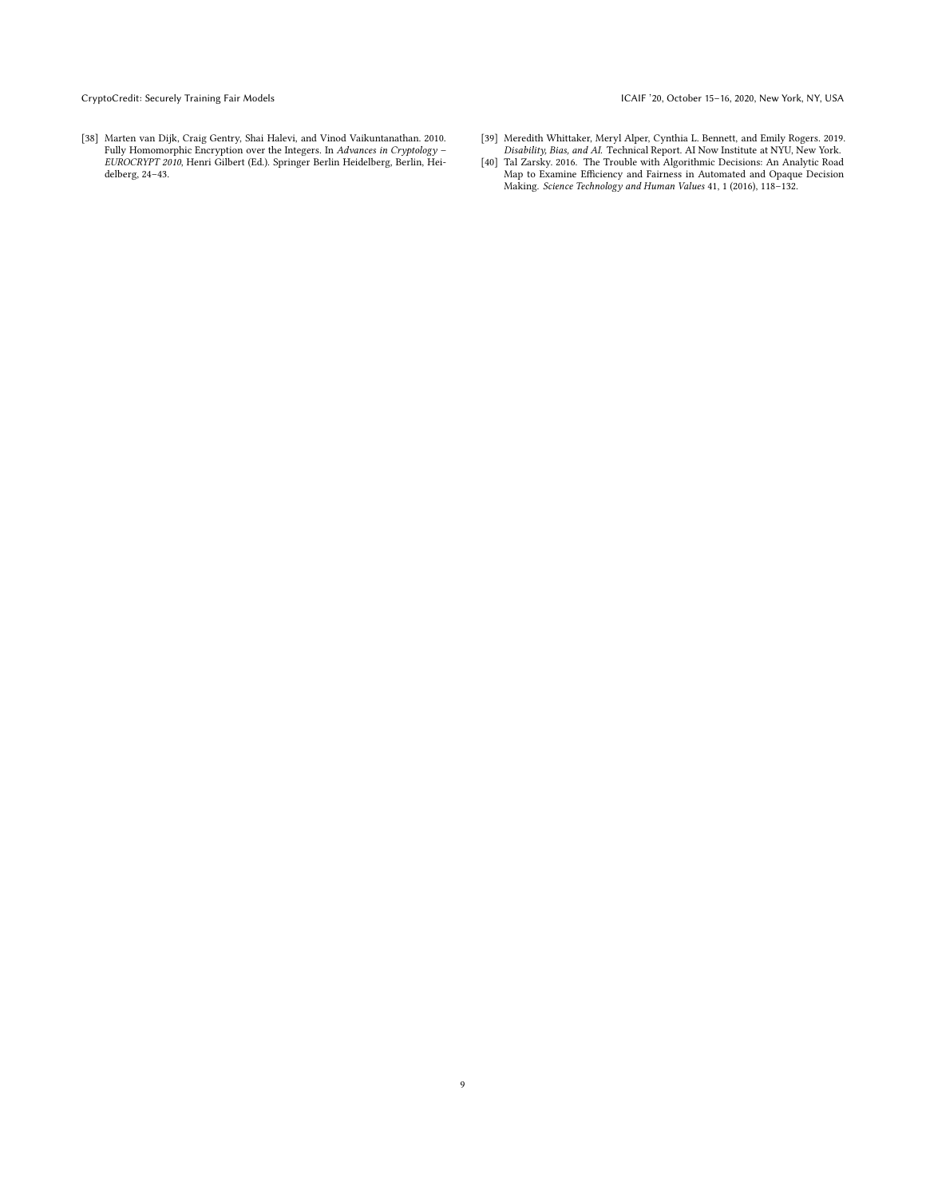[38] Marten van Dijk, Craig Gentry, Shai Halevi, and Vinod Vaikuntanathan. 2010. Fully Homomorphic Encryption over the Integers. In *Advances in Cryptology – EUROCRYPT 2010*, Henri Gilbert (Ed.). Springer Berlin Heidelberg, Berlin, Heidelberg, 24–43.

[39] Meredith Whittaker, Meryl Alper, Cynthia L. Bennett, and Emily Rogers. 2019. *Disability, Bias, and AI.* Technical Report. AI Now Institute at NYU, New York.

[40] Tal Zarsky. 2016. The Trouble with Algorithmic Decisions: An Analytic Road Map to Examine Efficiency and Fairness in Automated and Opaque Decision Making. *Science Technology and Human Values* 41, 1 (2016), 118–132.